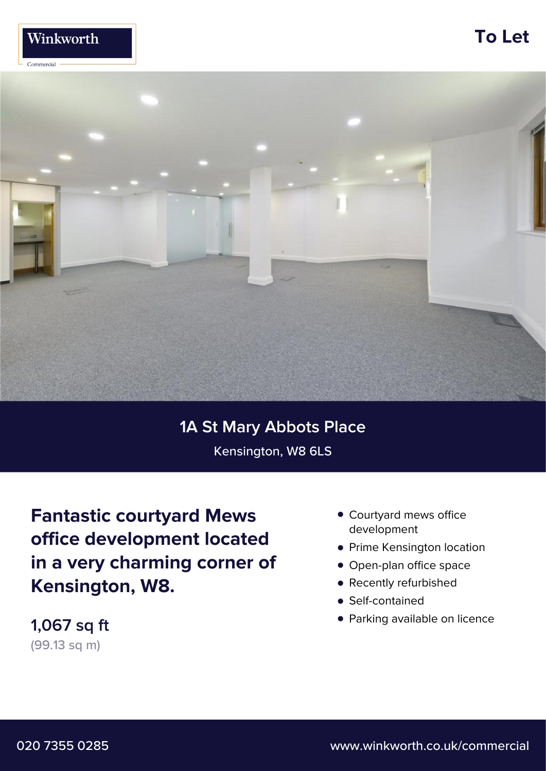Winkworth

Commercial

**To Let**

# 1A St Mary Abbots Place

Kensington, W8 6LS

## Fantastic courtyard Mews office development located in a very charming corner of Kensington, W8.

**1,067 sq ft**

(99.13 sq m)

- Courtyard mews office development
- Prime Kensington location
- Open-plan office space
- Recently refurbished
- Self-contained
- Parking available on licence

020 7355 0285

www.winkworth.co.uk/commercial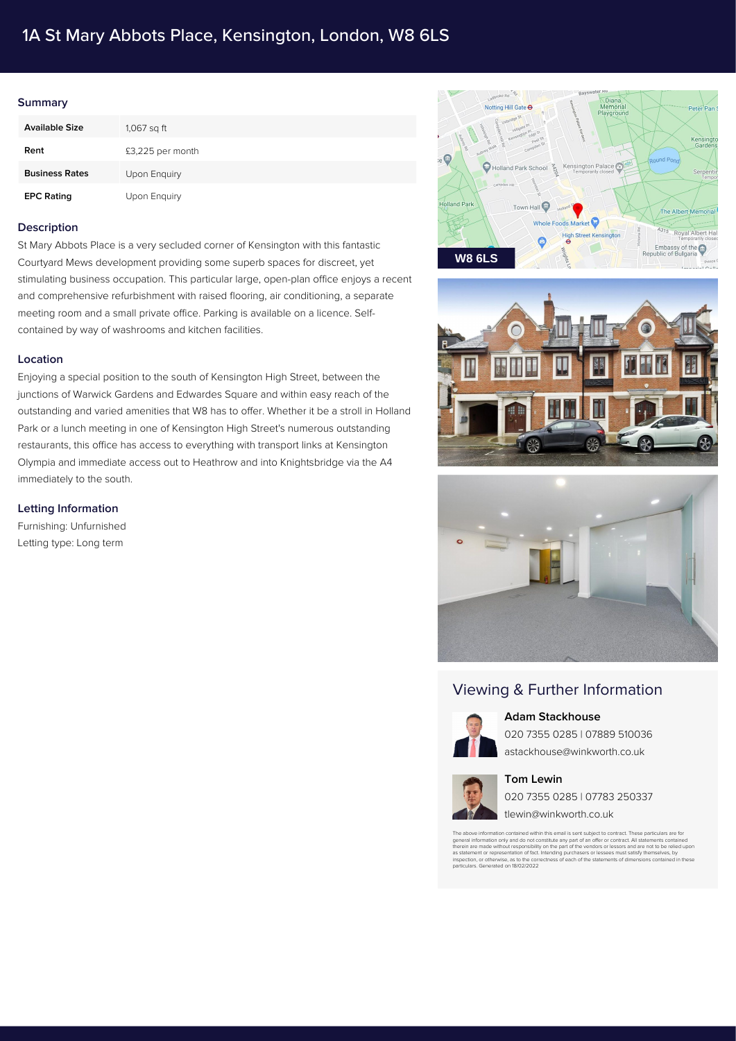# 1A St Mary Abbots Place, Kensington, London, W8 6LS

## Summary

| | |
|---|---|
| **Available Size** | 1,067 sq ft |
| **Rent** | £3,225 per month |
| **Business Rates** | Upon Enquiry |
| **EPC Rating** | Upon Enquiry |

## Description

St Mary Abbots Place is a very secluded corner of Kensington with this fantastic Courtyard Mews development providing some superb spaces for discreet, yet stimulating business occupation. This particular large, open-plan office enjoys a recent and comprehensive refurbishment with raised flooring, air conditioning, a separate meeting room and a small private office. Parking is available on a licence. Self-contained by way of washrooms and kitchen facilities.

## Location

Enjoying a special position to the south of Kensington High Street, between the junctions of Warwick Gardens and Edwardes Square and within easy reach of the outstanding and varied amenities that W8 has to offer. Whether it be a stroll in Holland Park or a lunch meeting in one of Kensington High Street's numerous outstanding restaurants, this office has access to everything with transport links at Kensington Olympia and immediate access out to Heathrow and into Knightsbridge via the A4 immediately to the south.

## Letting Information

Furnishing: Unfurnished

Letting type: Long term

W8 6LS

## Viewing & Further Information

**Adam Stackhouse**

020 7355 0285 | 07889 510036

astackhouse@winkworth.co.uk

**Tom Lewin**

020 7355 0285 | 07783 250337

tlewin@winkworth.co.uk

The above information contained within this email is sent subject to contract. These particulars are for general information only and do not constitute any part of an offer or contract. All statements contained therein are made without responsibility on the part of the vendors or lessors and are not to be relied upon as statement or representation of fact. Intending purchasers or lessees must satisfy themselves, by inspection, or otherwise, as to the correctness of each of the statements of dimensions contained in these particulars. Generated on 18/02/2022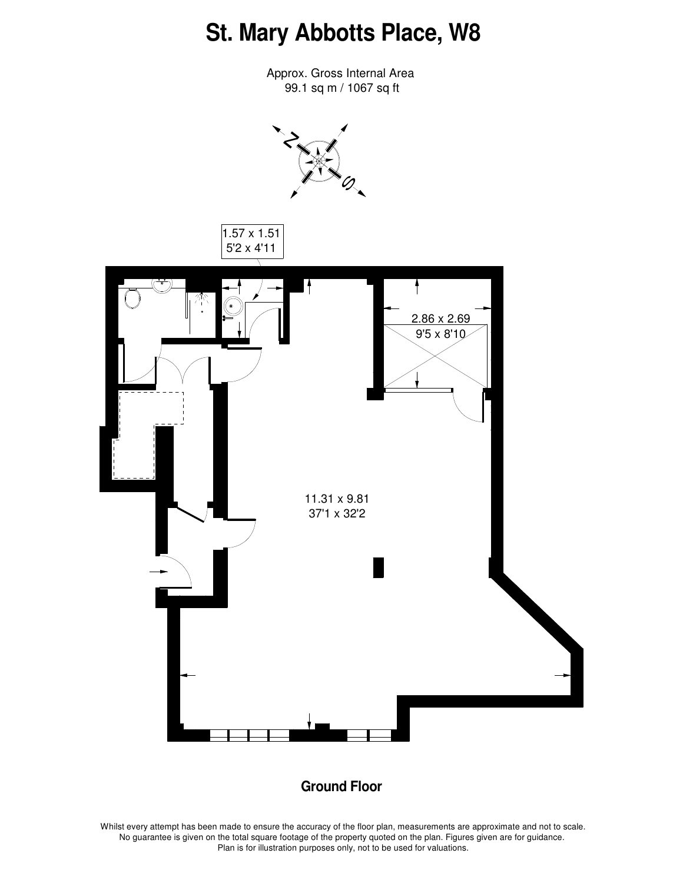# St. Mary Abbotts Place, W8

Approx. Gross Internal Area
99.1 sq m / 1067 sq ft

N

S

1.57 x 1.51
5'2 x 4'11

2.86 x 2.69
9'5 x 8'10

11.31 x 9.81
37'1 x 32'2

**Ground Floor**

Whilst every attempt has been made to ensure the accuracy of the floor plan, measurements are approximate and not to scale.
No guarantee is given on the total square footage of the property quoted on the plan. Figures given are for guidance.
Plan is for illustration purposes only, not to be used for valuations.